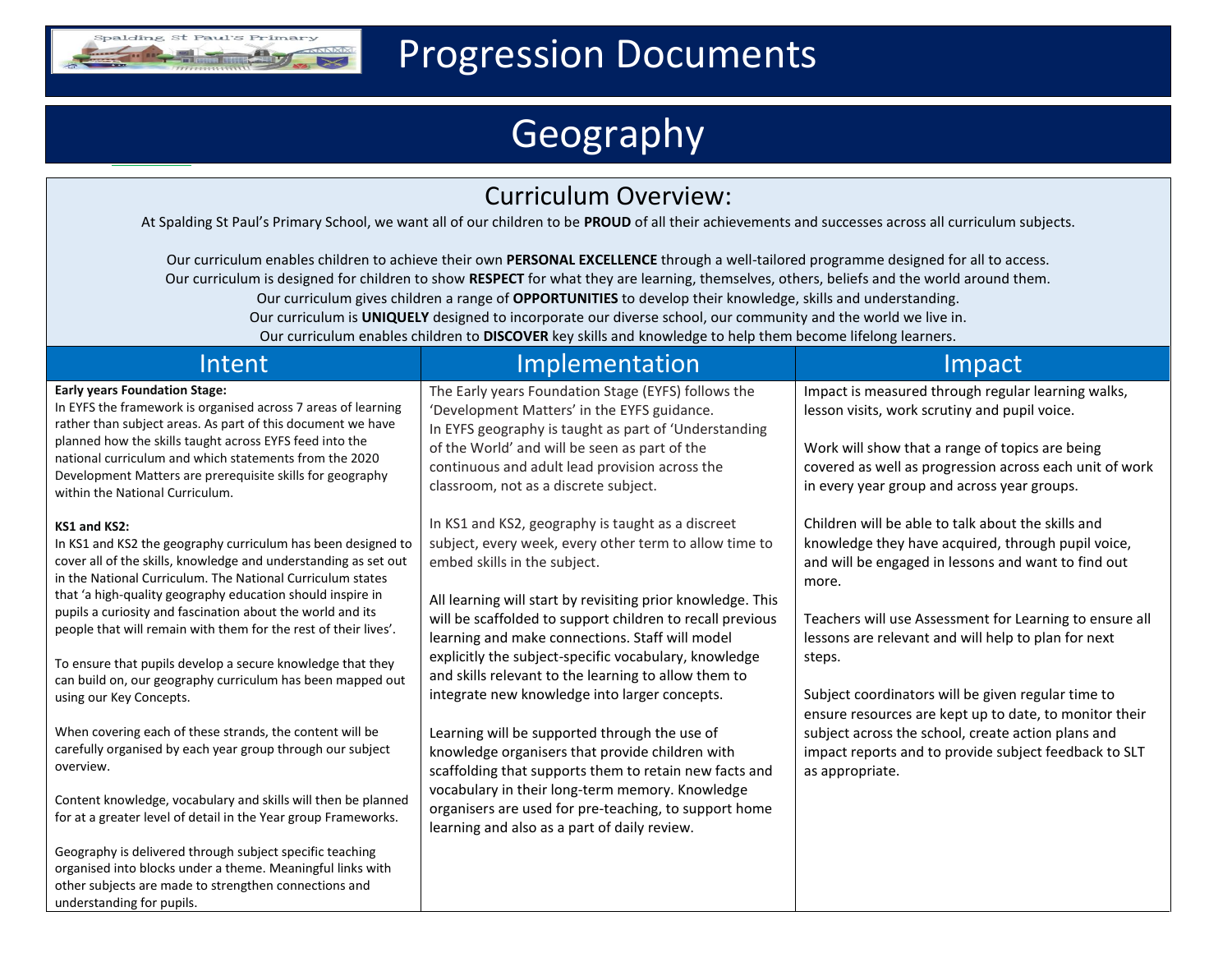# Progression Documents

# Geography

## Curriculum Overview:

At Spalding St Paul's Primary School, we want all of our children to be **PROUD** of all their achievements and successes across all curriculum subjects.

Our curriculum enables children to achieve their own **PERSONAL EXCELLENCE** through a well-tailored programme designed for all to access.
Our curriculum is designed for children to show **RESPECT** for what they are learning, themselves, others, beliefs and the world around them.
Our curriculum gives children a range of **OPPORTUNITIES** to develop their knowledge, skills and understanding.
Our curriculum is **UNIQUELY** designed to incorporate our diverse school, our community and the world we live in.
Our curriculum enables children to **DISCOVER** key skills and knowledge to help them become lifelong learners.

| Intent | Implementation | Impact |
|---|---|---|
| **Early years Foundation Stage:**<br>In EYFS the framework is organised across 7 areas of learning rather than subject areas. As part of this document we have planned how the skills taught across EYFS feed into the national curriculum and which statements from the 2020 Development Matters are prerequisite skills for geography within the National Curriculum.<br><br>**KS1 and KS2:**<br>In KS1 and KS2 the geography curriculum has been designed to cover all of the skills, knowledge and understanding as set out in the National Curriculum. The National Curriculum states that 'a high-quality geography education should inspire in pupils a curiosity and fascination about the world and its people that will remain with them for the rest of their lives'.<br><br>To ensure that pupils develop a secure knowledge that they can build on, our geography curriculum has been mapped out using our Key Concepts.<br><br>When covering each of these strands, the content will be carefully organised by each year group through our subject overview.<br><br>Content knowledge, vocabulary and skills will then be planned for at a greater level of detail in the Year group Frameworks.<br><br>Geography is delivered through subject specific teaching organised into blocks under a theme. Meaningful links with other subjects are made to strengthen connections and understanding for pupils. | The Early years Foundation Stage (EYFS) follows the 'Development Matters' in the EYFS guidance.<br>In EYFS geography is taught as part of 'Understanding of the World' and will be seen as part of the continuous and adult lead provision across the classroom, not as a discrete subject.<br><br>In KS1 and KS2, geography is taught as a discreet subject, every week, every other term to allow time to embed skills in the subject.<br><br>All learning will start by revisiting prior knowledge. This will be scaffolded to support children to recall previous learning and make connections. Staff will model explicitly the subject-specific vocabulary, knowledge and skills relevant to the learning to allow them to integrate new knowledge into larger concepts.<br><br>Learning will be supported through the use of knowledge organisers that provide children with scaffolding that supports them to retain new facts and vocabulary in their long-term memory. Knowledge organisers are used for pre-teaching, to support home learning and also as a part of daily review. | Impact is measured through regular learning walks, lesson visits, work scrutiny and pupil voice.<br><br>Work will show that a range of topics are being covered as well as progression across each unit of work in every year group and across year groups.<br><br>Children will be able to talk about the skills and knowledge they have acquired, through pupil voice, and will be engaged in lessons and want to find out more.<br><br>Teachers will use Assessment for Learning to ensure all lessons are relevant and will help to plan for next steps.<br><br>Subject coordinators will be given regular time to ensure resources are kept up to date, to monitor their subject across the school, create action plans and impact reports and to provide subject feedback to SLT as appropriate. |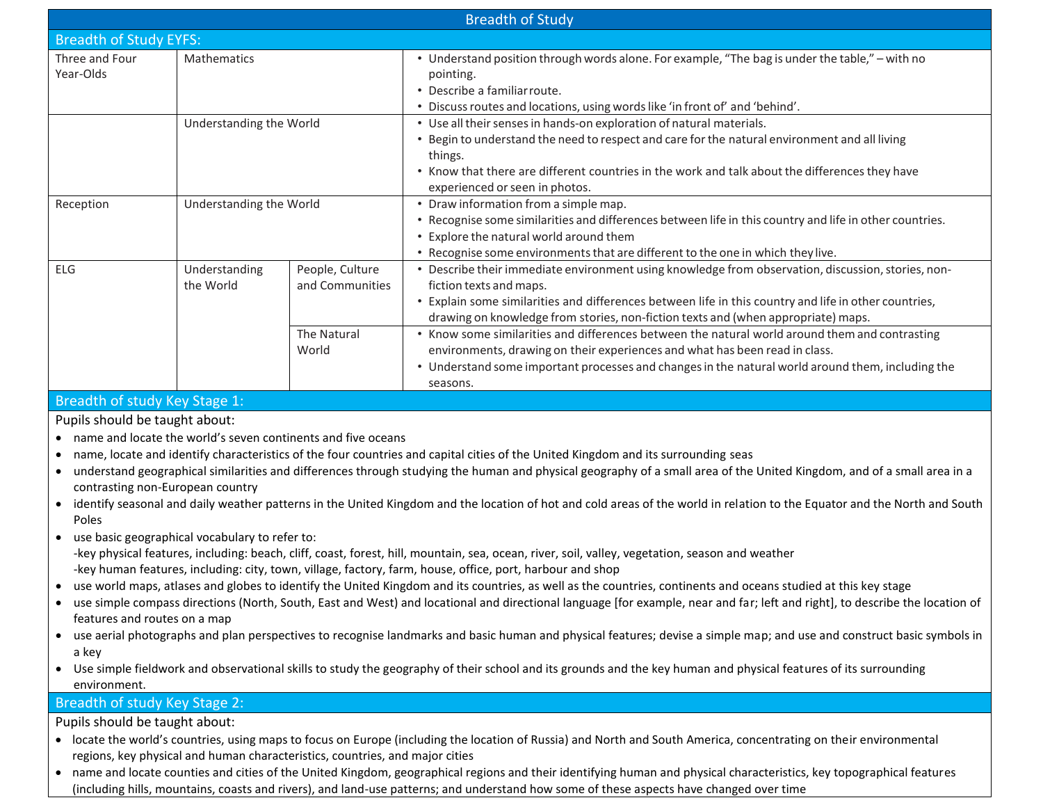## Breadth of Study

### Breadth of Study EYFS:

| | | | |
|---|---|---|---|
| Three and Four Year-Olds | Mathematics | | • Understand position through words alone. For example, “The bag is under the table,” – with no pointing.<br>• Describe a familiar route.<br>• Discuss routes and locations, using words like ‘in front of’ and ‘behind’. |
| | Understanding the World | | • Use all their senses in hands-on exploration of natural materials.<br>• Begin to understand the need to respect and care for the natural environment and all living things.<br>• Know that there are different countries in the work and talk about the differences they have experienced or seen in photos. |
| Reception | Understanding the World | | • Draw information from a simple map.<br>• Recognise some similarities and differences between life in this country and life in other countries.<br>• Explore the natural world around them<br>• Recognise some environments that are different to the one in which they live. |
| ELG | Understanding the World | People, Culture and Communities | • Describe their immediate environment using knowledge from observation, discussion, stories, non-fiction texts and maps.<br>• Explain some similarities and differences between life in this country and life in other countries, drawing on knowledge from stories, non-fiction texts and (when appropriate) maps. |
| | | The Natural World | • Know some similarities and differences between the natural world around them and contrasting environments, drawing on their experiences and what has been read in class.<br>• Understand some important processes and changes in the natural world around them, including the seasons. |

### Breadth of study Key Stage 1:

Pupils should be taught about:

- name and locate the world’s seven continents and five oceans
- name, locate and identify characteristics of the four countries and capital cities of the United Kingdom and its surrounding seas
- understand geographical similarities and differences through studying the human and physical geography of a small area of the United Kingdom, and of a small area in a contrasting non-European country
- identify seasonal and daily weather patterns in the United Kingdom and the location of hot and cold areas of the world in relation to the Equator and the North and South Poles
- use basic geographical vocabulary to refer to:
  -key physical features, including: beach, cliff, coast, forest, hill, mountain, sea, ocean, river, soil, valley, vegetation, season and weather
  -key human features, including: city, town, village, factory, farm, house, office, port, harbour and shop
- use world maps, atlases and globes to identify the United Kingdom and its countries, as well as the countries, continents and oceans studied at this key stage
- use simple compass directions (North, South, East and West) and locational and directional language [for example, near and far; left and right], to describe the location of features and routes on a map
- use aerial photographs and plan perspectives to recognise landmarks and basic human and physical features; devise a simple map; and use and construct basic symbols in a key
- Use simple fieldwork and observational skills to study the geography of their school and its grounds and the key human and physical features of its surrounding environment.

### Breadth of study Key Stage 2:

Pupils should be taught about:

- locate the world’s countries, using maps to focus on Europe (including the location of Russia) and North and South America, concentrating on their environmental regions, key physical and human characteristics, countries, and major cities
- name and locate counties and cities of the United Kingdom, geographical regions and their identifying human and physical characteristics, key topographical features (including hills, mountains, coasts and rivers), and land-use patterns; and understand how some of these aspects have changed over time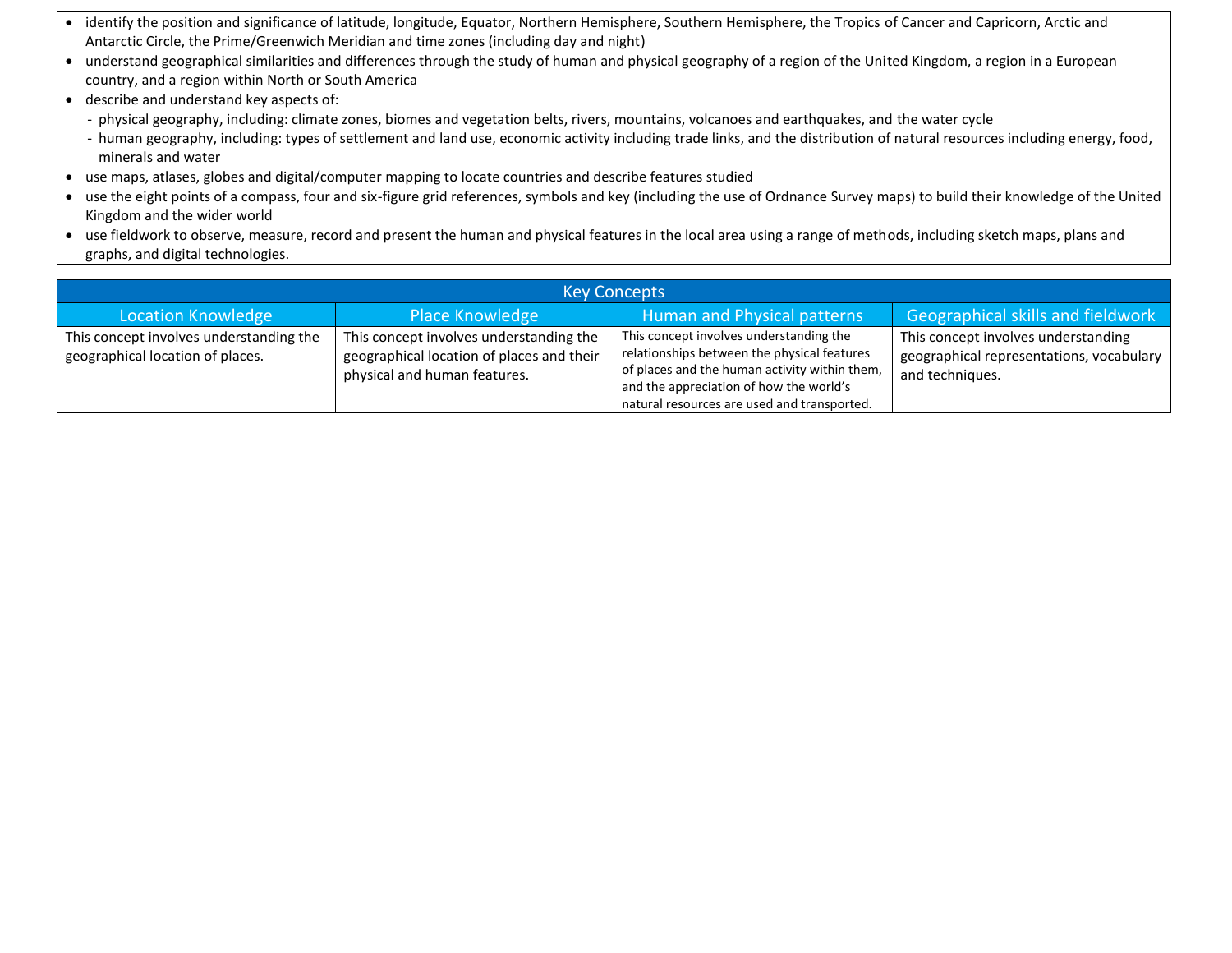- identify the position and significance of latitude, longitude, Equator, Northern Hemisphere, Southern Hemisphere, the Tropics of Cancer and Capricorn, Arctic and Antarctic Circle, the Prime/Greenwich Meridian and time zones (including day and night)
- understand geographical similarities and differences through the study of human and physical geography of a region of the United Kingdom, a region in a European country, and a region within North or South America
- describe and understand key aspects of:
  - physical geography, including: climate zones, biomes and vegetation belts, rivers, mountains, volcanoes and earthquakes, and the water cycle
  - human geography, including: types of settlement and land use, economic activity including trade links, and the distribution of natural resources including energy, food, minerals and water
- use maps, atlases, globes and digital/computer mapping to locate countries and describe features studied
- use the eight points of a compass, four and six-figure grid references, symbols and key (including the use of Ordnance Survey maps) to build their knowledge of the United Kingdom and the wider world
- use fieldwork to observe, measure, record and present the human and physical features in the local area using a range of methods, including sketch maps, plans and graphs, and digital technologies.

| Key Concepts | | | |
|---|---|---|---|
| Location Knowledge | Place Knowledge | Human and Physical patterns | Geographical skills and fieldwork |
| This concept involves understanding the geographical location of places. | This concept involves understanding the geographical location of places and their physical and human features. | This concept involves understanding the relationships between the physical features of places and the human activity within them, and the appreciation of how the world's natural resources are used and transported. | This concept involves understanding geographical representations, vocabulary and techniques. |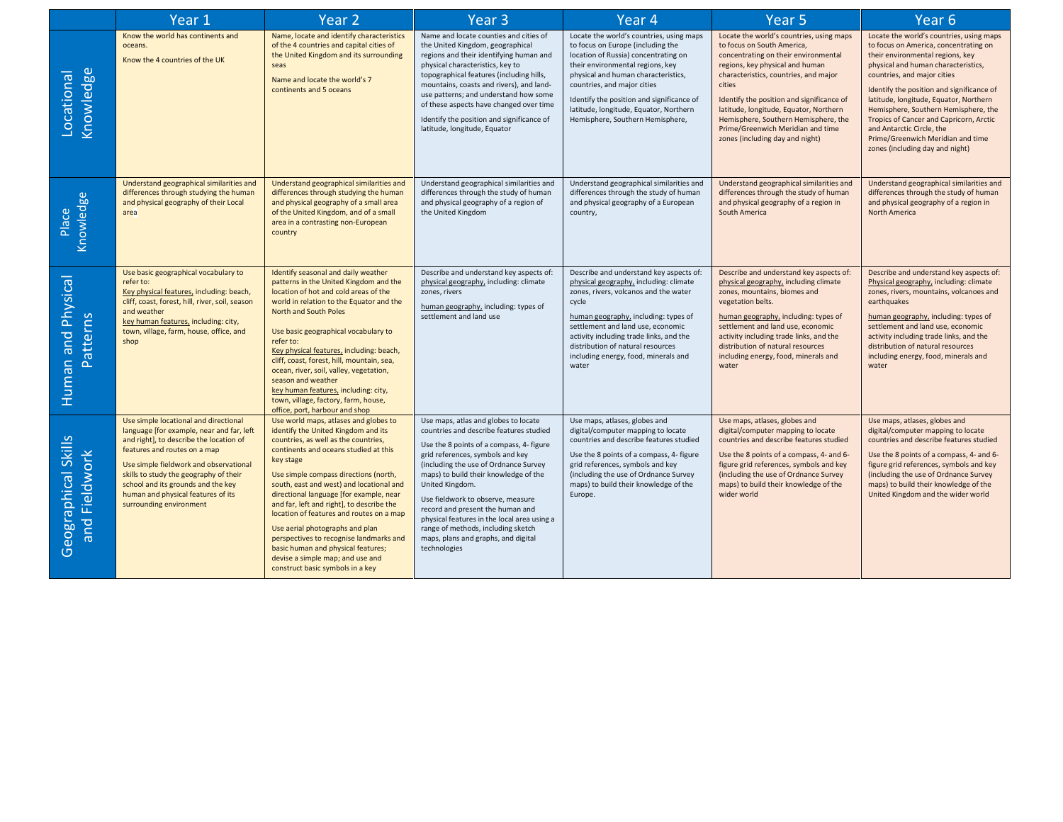| | Year 1 | Year 2 | Year 3 | Year 4 | Year 5 | Year 6 |
|---|---|---|---|---|---|---|
| Locational Knowledge | Know the world has continents and oceans.<br><br>Know the 4 countries of the UK | Name, locate and identify characteristics of the 4 countries and capital cities of the United Kingdom and its surrounding seas<br><br>Name and locate the world's 7 continents and 5 oceans | Name and locate counties and cities of the United Kingdom, geographical regions and their identifying human and physical characteristics, key to topographical features (including hills, mountains, coasts and rivers), and land-use patterns; and understand how some of these aspects have changed over time<br><br>Identify the position and significance of latitude, longitude, Equator | Locate the world's countries, using maps to focus on Europe (including the location of Russia) concentrating on their environmental regions, key physical and human characteristics, countries, and major cities<br><br>Identify the position and significance of latitude, longitude, Equator, Northern Hemisphere, Southern Hemisphere, | Locate the world's countries, using maps to focus on South America, concentrating on their environmental regions, key physical and human characteristics, countries, and major cities<br><br>Identify the position and significance of latitude, longitude, Equator, Northern Hemisphere, Southern Hemisphere, the Prime/Greenwich Meridian and time zones (including day and night) | Locate the world's countries, using maps to focus on America, concentrating on their environmental regions, key physical and human characteristics, countries, and major cities<br><br>Identify the position and significance of latitude, longitude, Equator, Northern Hemisphere, Southern Hemisphere, the Tropics of Cancer and Capricorn, Arctic and Antarctic Circle, the Prime/Greenwich Meridian and time zones (including day and night) |
| Place Knowledge | Understand geographical similarities and differences through studying the human and physical geography of their Local area | Understand geographical similarities and differences through studying the human and physical geography of a small area of the United Kingdom, and of a small area in a contrasting non-European country | Understand geographical similarities and differences through the study of human and physical geography of a region of the United Kingdom | Understand geographical similarities and differences through the study of human and physical geography of a European country, | Understand geographical similarities and differences through the study of human and physical geography of a region in South America | Understand geographical similarities and differences through the study of human and physical geography of a region in North America |
| Human and Physical Patterns | Use basic geographical vocabulary to refer to:<br>Key physical features, including: beach, cliff, coast, forest, hill, river, soil, season and weather<br>key human features, including: city, town, village, farm, house, office, and shop | Identify seasonal and daily weather patterns in the United Kingdom and the location of hot and cold areas of the world in relation to the Equator and the North and South Poles<br><br>Use basic geographical vocabulary to refer to:<br>Key physical features, including: beach, cliff, coast, forest, hill, mountain, sea, ocean, river, soil, valley, vegetation, season and weather<br>key human features, including: city, town, village, factory, farm, house, office, port, harbour and shop | Describe and understand key aspects of:<br>physical geography, including: climate zones, rivers<br><br>human geography, including: types of settlement and land use | Describe and understand key aspects of:<br>physical geography, including: climate zones, rivers, volcanos and the water cycle<br><br>human geography, including: types of settlement and land use, economic activity including trade links, and the distribution of natural resources including energy, food, minerals and water | Describe and understand key aspects of:<br>physical geography, including climate zones, mountains, biomes and vegetation belts.<br><br>human geography, including: types of settlement and land use, economic activity including trade links, and the distribution of natural resources including energy, food, minerals and water | Describe and understand key aspects of:<br>Physical geography, including: climate zones, rivers, mountains, volcanoes and earthquakes<br><br>human geography, including: types of settlement and land use, economic activity including trade links, and the distribution of natural resources including energy, food, minerals and water |
| Geographical Skills and Fieldwork | Use simple locational and directional language [for example, near and far, left and right], to describe the location of features and routes on a map<br><br>Use simple fieldwork and observational skills to study the geography of their school and its grounds and the key human and physical features of its surrounding environment | Use world maps, atlases and globes to identify the United Kingdom and its countries, as well as the countries, continents and oceans studied at this key stage<br><br>Use simple compass directions (north, south, east and west) and locational and directional language [for example, near and far, left and right], to describe the location of features and routes on a map<br><br>Use aerial photographs and plan perspectives to recognise landmarks and basic human and physical features; devise a simple map; and use and construct basic symbols in a key | Use maps, atlas and globes to locate countries and describe features studied<br><br>Use the 8 points of a compass, 4- figure grid references, symbols and key (including the use of Ordnance Survey maps) to build their knowledge of the United Kingdom.<br><br>Use fieldwork to observe, measure record and present the human and physical features in the local area using a range of methods, including sketch maps, plans and graphs, and digital technologies | Use maps, atlases, globes and digital/computer mapping to locate countries and describe features studied<br><br>Use the 8 points of a compass, 4- figure grid references, symbols and key (including the use of Ordnance Survey maps) to build their knowledge of the Europe. | Use maps, atlases, globes and digital/computer mapping to locate countries and describe features studied<br><br>Use the 8 points of a compass, 4- and 6-figure grid references, symbols and key (including the use of Ordnance Survey maps) to build their knowledge of the wider world | Use maps, atlases, globes and digital/computer mapping to locate countries and describe features studied<br><br>Use the 8 points of a compass, 4- and 6-figure grid references, symbols and key (including the use of Ordnance Survey maps) to build their knowledge of the United Kingdom and the wider world |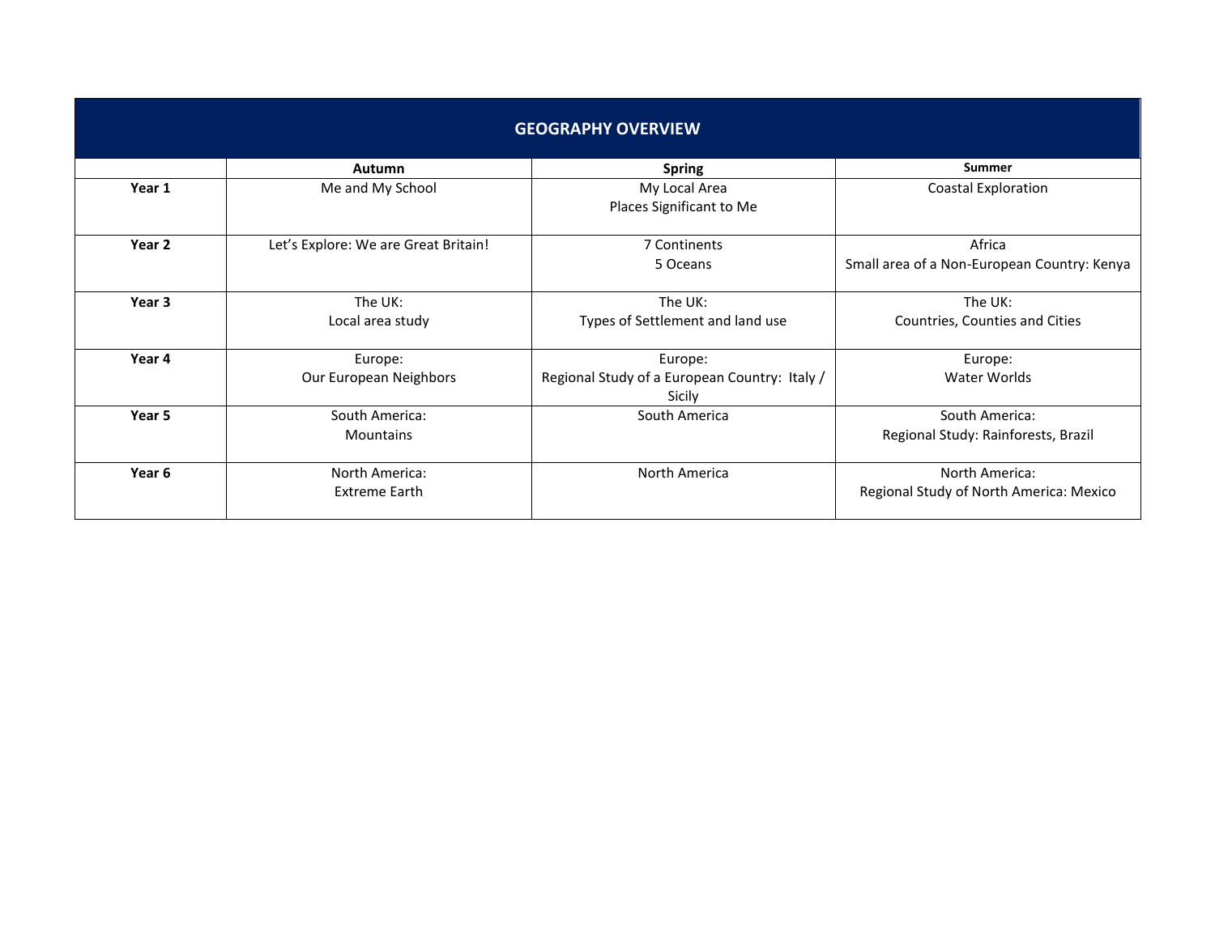# GEOGRAPHY OVERVIEW

| | **Autumn** | **Spring** | **Summer** |
|---|---|---|---|
| **Year 1** | Me and My School | My Local Area<br>Places Significant to Me | Coastal Exploration |
| **Year 2** | Let's Explore: We are Great Britain! | 7 Continents<br>5 Oceans | Africa<br>Small area of a Non-European Country: Kenya |
| **Year 3** | The UK:<br>Local area study | The UK:<br>Types of Settlement and land use | The UK:<br>Countries, Counties and Cities |
| **Year 4** | Europe:<br>Our European Neighbors | Europe:<br>Regional Study of a European Country: Italy / Sicily | Europe:<br>Water Worlds |
| **Year 5** | South America:<br>Mountains | South America | South America:<br>Regional Study: Rainforests, Brazil |
| **Year 6** | North America:<br>Extreme Earth | North America | North America:<br>Regional Study of North America: Mexico |